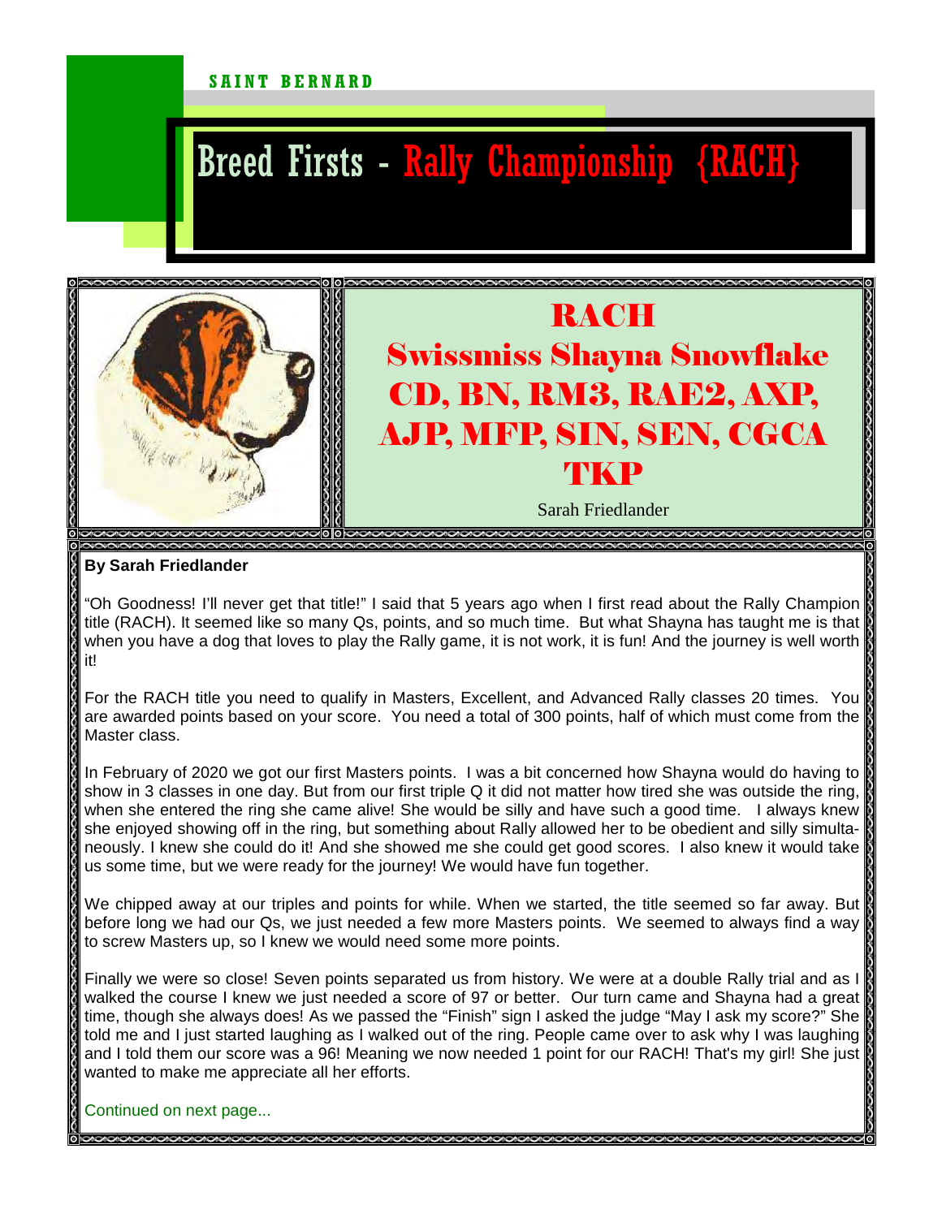SAINT BERNARD

# Breed Firsts - Rally Championship {RACH}

## RACH
## Swissmiss Shayna Snowflake
## CD, BN, RM3, RAE2, AXP, AJP, MFP, SIN, SEN, CGCA TKP

Sarah Friedlander

**By Sarah Friedlander**

"Oh Goodness! I'll never get that title!" I said that 5 years ago when I first read about the Rally Champion title (RACH). It seemed like so many Qs, points, and so much time. But what Shayna has taught me is that when you have a dog that loves to play the Rally game, it is not work, it is fun! And the journey is well worth it!

For the RACH title you need to qualify in Masters, Excellent, and Advanced Rally classes 20 times. You are awarded points based on your score. You need a total of 300 points, half of which must come from the Master class.

In February of 2020 we got our first Masters points. I was a bit concerned how Shayna would do having to show in 3 classes in one day. But from our first triple Q it did not matter how tired she was outside the ring, when she entered the ring she came alive! She would be silly and have such a good time. I always knew she enjoyed showing off in the ring, but something about Rally allowed her to be obedient and silly simultaneously. I knew she could do it! And she showed me she could get good scores. I also knew it would take us some time, but we were ready for the journey! We would have fun together.

We chipped away at our triples and points for while. When we started, the title seemed so far away. But before long we had our Qs, we just needed a few more Masters points. We seemed to always find a way to screw Masters up, so I knew we would need some more points.

Finally we were so close! Seven points separated us from history. We were at a double Rally trial and as I walked the course I knew we just needed a score of 97 or better. Our turn came and Shayna had a great time, though she always does! As we passed the "Finish" sign I asked the judge "May I ask my score?" She told me and I just started laughing as I walked out of the ring. People came over to ask why I was laughing and I told them our score was a 96! Meaning we now needed 1 point for our RACH! That's my girl! She just wanted to make me appreciate all her efforts.

Continued on next page...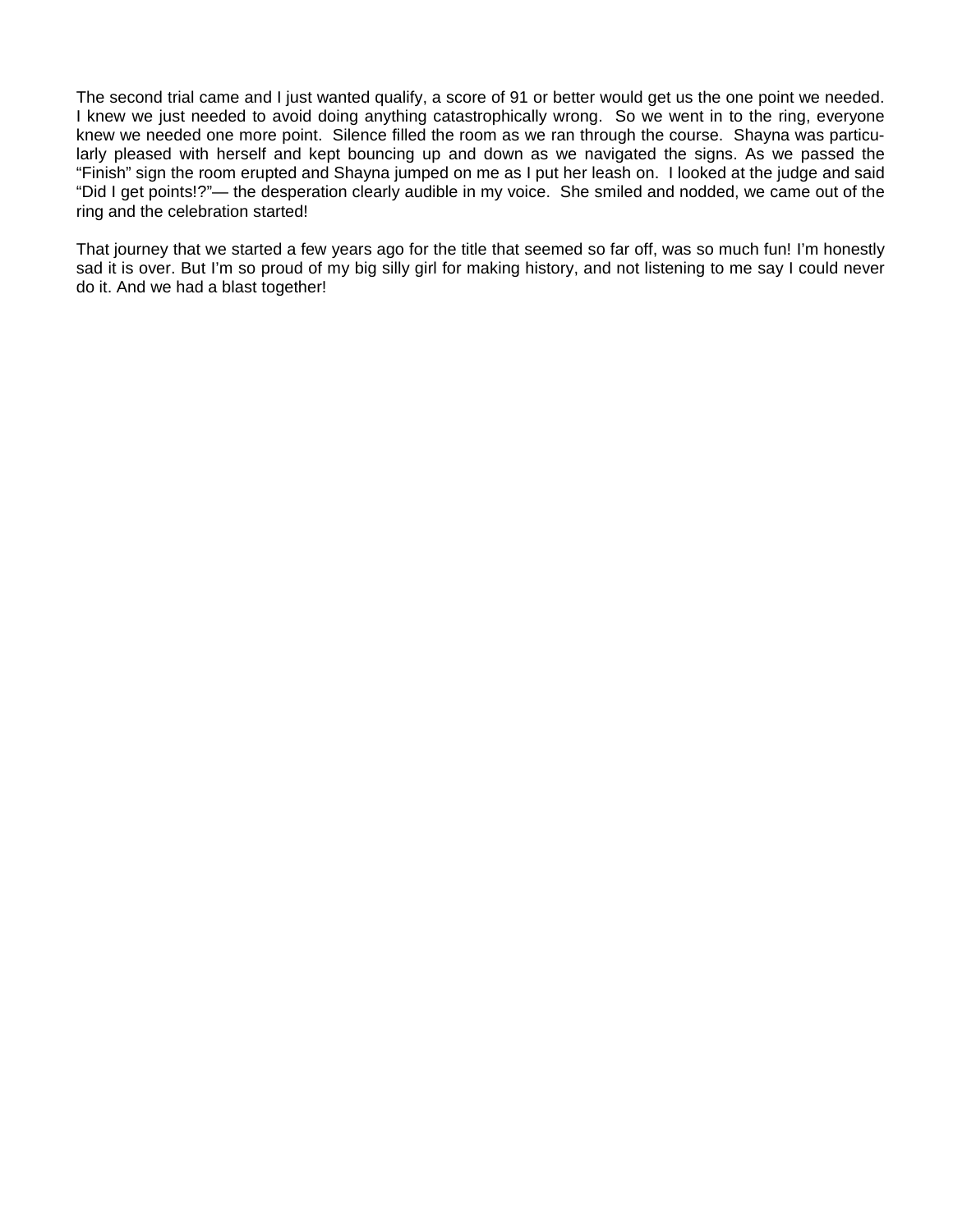The second trial came and I just wanted qualify, a score of 91 or better would get us the one point we needed. I knew we just needed to avoid doing anything catastrophically wrong. So we went in to the ring, everyone knew we needed one more point. Silence filled the room as we ran through the course. Shayna was particularly pleased with herself and kept bouncing up and down as we navigated the signs. As we passed the "Finish" sign the room erupted and Shayna jumped on me as I put her leash on. I looked at the judge and said "Did I get points!?"— the desperation clearly audible in my voice. She smiled and nodded, we came out of the ring and the celebration started!

That journey that we started a few years ago for the title that seemed so far off, was so much fun! I'm honestly sad it is over. But I'm so proud of my big silly girl for making history, and not listening to me say I could never do it. And we had a blast together!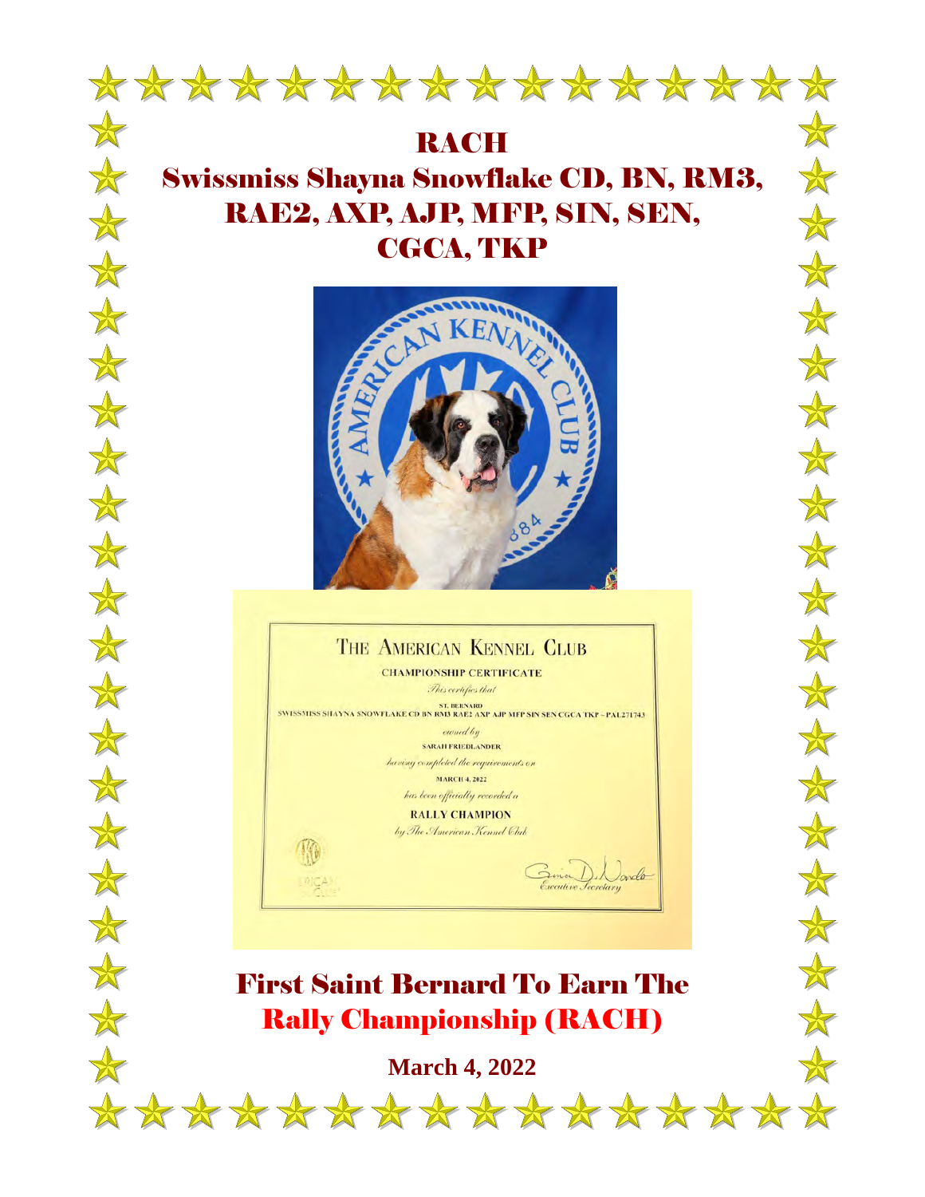# RACH
# Swissmiss Shayna Snowflake CD, BN, RM3, RAE2, AXP, AJP, MFP, SIN, SEN, CGCA, TKP

THE AMERICAN KENNEL CLUB

CHAMPIONSHIP CERTIFICATE

*This certifies that*

ST. BERNARD

SWISSMISS SHAYNA SNOWFLAKE CD BN RM3 RAE2 AXP AJP MFP SIN SEN CGCA TKP – PAL271743

*owned by*

SARAH FRIEDLANDER

*having completed the requirements on*

MARCH 4, 2022

*has been officially recorded a*

RALLY CHAMPION

*by The American Kennel Club*

*Executive Secretary*

## First Saint Bernard To Earn The Rally Championship (RACH)

**March 4, 2022**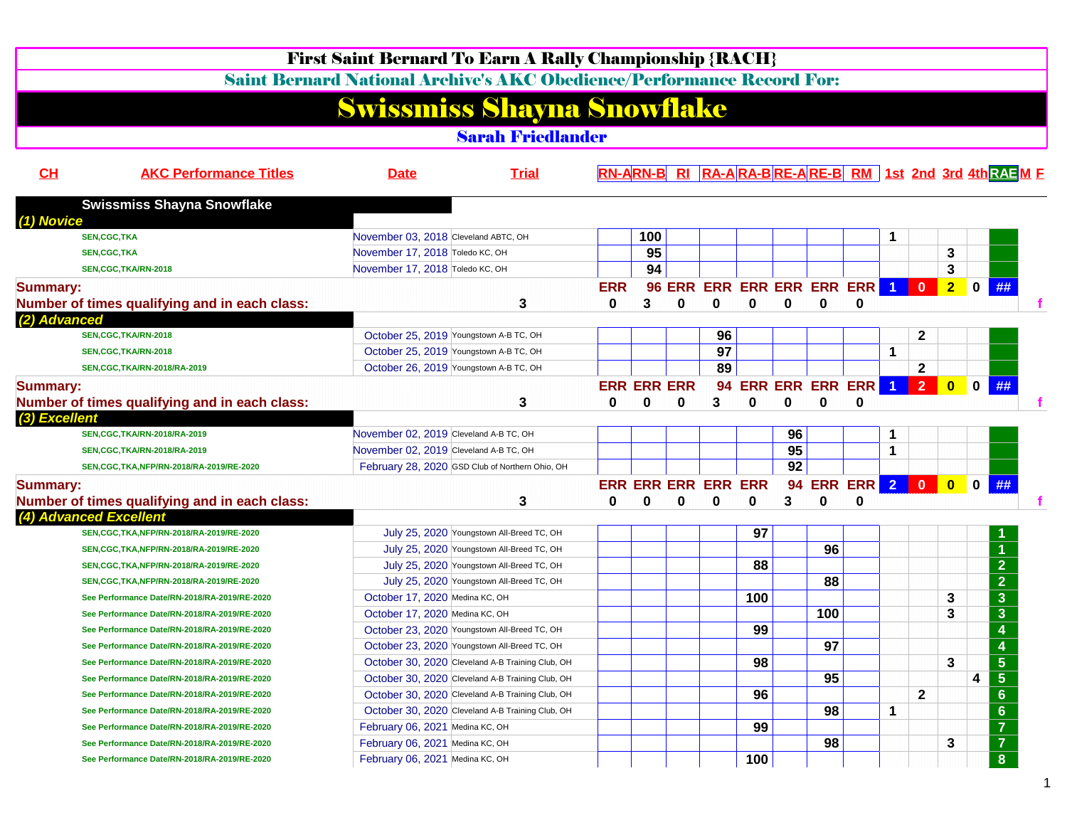# First Saint Bernard To Earn A Rally Championship {RACH}

## Saint Bernard National Archive's AKC Obedience/Performance Record For:

# Swissmiss Shayna Snowflake

## Sarah Friedlander

| CH | AKC Performance Titles | Date | Trial | RN-A | RN-B | RI | RA-A | RA-B | RE-A | RE-B | RM | 1st | 2nd | 3rd | 4th | RAE | M | F |
|---|---|---|---|---|---|---|---|---|---|---|---|---|---|---|---|---|---|---|
| **Swissmiss Shayna Snowflake** | | | | | | | | | | | | | | | | | | |
| ***(1) Novice*** | | | | | | | | | | | | | | | | | | |
| SEN,CGC,TKA | | November 03, 2018 | Cleveland ABTC, OH | | 100 | | | | | | | 1 | | | | | | |
| SEN,CGC,TKA | | November 17, 2018 | Toledo KC, OH | | 95 | | | | | | | | | 3 | | | | |
| SEN,CGC,TKA/RN-2018 | | November 17, 2018 | Toledo KC, OH | | 94 | | | | | | | | | 3 | | | | |
| **Summary:** | | | | ERR | 96 | ERR | ERR | ERR | ERR | ERR | ERR | 1 | 0 | 2 | 0 | ## | | |
| **Number of times qualifying and in each class:** | | | 3 | 0 | 3 | 0 | 0 | 0 | 0 | 0 | 0 | | | | | | | f |
| ***(2) Advanced*** | | | | | | | | | | | | | | | | | | |
| SEN,CGC,TKA/RN-2018 | | October 25, 2019 | Youngstown A-B TC, OH | | | | 96 | | | | | | 2 | | | | | |
| SEN,CGC,TKA/RN-2018 | | October 25, 2019 | Youngstown A-B TC, OH | | | | 97 | | | | | 1 | | | | | | |
| SEN,CGC,TKA/RN-2018/RA-2019 | | October 26, 2019 | Youngstown A-B TC, OH | | | | 89 | | | | | | 2 | | | | | |
| **Summary:** | | | | ERR | ERR | ERR | 94 | ERR | ERR | ERR | ERR | 1 | 2 | 0 | 0 | ## | | |
| **Number of times qualifying and in each class:** | | | 3 | 0 | 0 | 0 | 3 | 0 | 0 | 0 | 0 | | | | | | | f |
| ***(3) Excellent*** | | | | | | | | | | | | | | | | | | |
| SEN,CGC,TKA/RN-2018/RA-2019 | | November 02, 2019 | Cleveland A-B TC, OH | | | | | | 96 | | | 1 | | | | | | |
| SEN,CGC,TKA/RN-2018/RA-2019 | | November 02, 2019 | Cleveland A-B TC, OH | | | | | | 95 | | | 1 | | | | | | |
| SEN,CGC,TKA,NFP/RN-2018/RA-2019/RE-2020 | | February 28, 2020 | GSD Club of Northern Ohio, OH | | | | | | 92 | | | | | | | | | |
| **Summary:** | | | | ERR | ERR | ERR | ERR | ERR | 94 | ERR | ERR | 2 | 0 | 0 | 0 | ## | | |
| **Number of times qualifying and in each class:** | | | 3 | 0 | 0 | 0 | 0 | 0 | 3 | 0 | 0 | | | | | | | f |
| ***(4) Advanced Excellent*** | | | | | | | | | | | | | | | | | | |
| SEN,CGC,TKA,NFP/RN-2018/RA-2019/RE-2020 | | July 25, 2020 | Youngstown All-Breed TC, OH | | | | | 97 | | | | | | | | 1 | | |
| SEN,CGC,TKA,NFP/RN-2018/RA-2019/RE-2020 | | July 25, 2020 | Youngstown All-Breed TC, OH | | | | | | | 96 | | | | | | 1 | | |
| SEN,CGC,TKA,NFP/RN-2018/RA-2019/RE-2020 | | July 25, 2020 | Youngstown All-Breed TC, OH | | | | | 88 | | | | | | | | 2 | | |
| SEN,CGC,TKA,NFP/RN-2018/RA-2019/RE-2020 | | July 25, 2020 | Youngstown All-Breed TC, OH | | | | | | | 88 | | | | | | 2 | | |
| See Performance Date/RN-2018/RA-2019/RE-2020 | | October 17, 2020 | Medina KC, OH | | | | | 100 | | | | | | 3 | | 3 | | |
| See Performance Date/RN-2018/RA-2019/RE-2020 | | October 17, 2020 | Medina KC, OH | | | | | | | 100 | | | | 3 | | 3 | | |
| See Performance Date/RN-2018/RA-2019/RE-2020 | | October 23, 2020 | Youngstown All-Breed TC, OH | | | | | 99 | | | | | | | | 4 | | |
| See Performance Date/RN-2018/RA-2019/RE-2020 | | October 23, 2020 | Youngstown All-Breed TC, OH | | | | | | | 97 | | | | | | 4 | | |
| See Performance Date/RN-2018/RA-2019/RE-2020 | | October 30, 2020 | Cleveland A-B Training Club, OH | | | | | 98 | | | | | | 3 | | 5 | | |
| See Performance Date/RN-2018/RA-2019/RE-2020 | | October 30, 2020 | Cleveland A-B Training Club, OH | | | | | | | 95 | | | | | 4 | 5 | | |
| See Performance Date/RN-2018/RA-2019/RE-2020 | | October 30, 2020 | Cleveland A-B Training Club, OH | | | | | 96 | | | | | 2 | | | 6 | | |
| See Performance Date/RN-2018/RA-2019/RE-2020 | | October 30, 2020 | Cleveland A-B Training Club, OH | | | | | | | 98 | | 1 | | | | 6 | | |
| See Performance Date/RN-2018/RA-2019/RE-2020 | | February 06, 2021 | Medina KC, OH | | | | | 99 | | | | | | | | 7 | | |
| See Performance Date/RN-2018/RA-2019/RE-2020 | | February 06, 2021 | Medina KC, OH | | | | | | | 98 | | | | 3 | | 7 | | |
| See Performance Date/RN-2018/RA-2019/RE-2020 | | February 06, 2021 | Medina KC, OH | | | | | 100 | | | | | | | | 8 | | |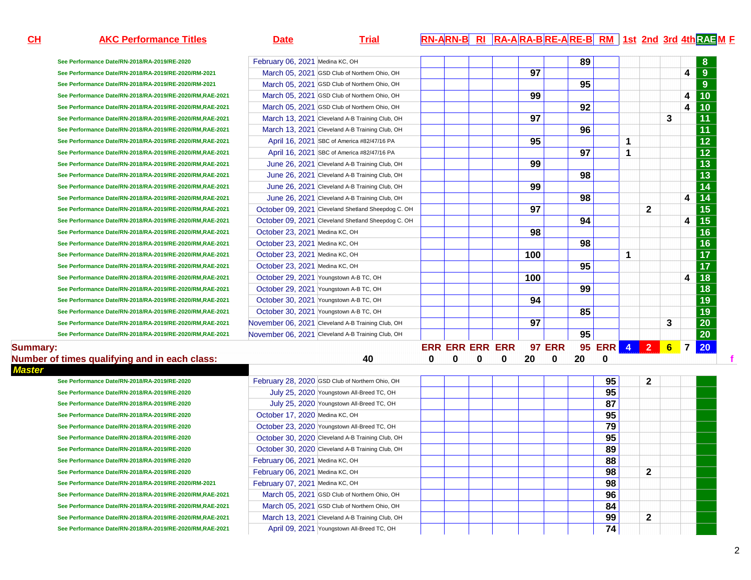| CH | AKC Performance Titles | Date | Trial | RN-A | RN-B | RI | RA-A | RA-B | RE-A | RE-B | RM | 1st | 2nd | 3rd | 4th | RAE | M | F |
|---|---|---|---|---|---|---|---|---|---|---|---|---|---|---|---|---|---|---|
| | See Performance Date/RN-2018/RA-2019/RE-2020 | February 06, 2021 | Medina KC, OH | | | | | | | 89 | | | | | | 8 | | |
| | See Performance Date/RN-2018/RA-2019/RE-2020/RM-2021 | March 05, 2021 | GSD Club of Northern Ohio, OH | | | | | 97 | | | | | | | 4 | 9 | | |
| | See Performance Date/RN-2018/RA-2019/RE-2020/RM-2021 | March 05, 2021 | GSD Club of Northern Ohio, OH | | | | | | | 95 | | | | | | 9 | | |
| | See Performance Date/RN-2018/RA-2019/RE-2020/RM,RAE-2021 | March 05, 2021 | GSD Club of Northern Ohio, OH | | | | | 99 | | | | | | | 4 | 10 | | |
| | See Performance Date/RN-2018/RA-2019/RE-2020/RM,RAE-2021 | March 05, 2021 | GSD Club of Northern Ohio, OH | | | | | | | 92 | | | | | 4 | 10 | | |
| | See Performance Date/RN-2018/RA-2019/RE-2020/RM,RAE-2021 | March 13, 2021 | Cleveland A-B Training Club, OH | | | | | 97 | | | | | | 3 | | 11 | | |
| | See Performance Date/RN-2018/RA-2019/RE-2020/RM,RAE-2021 | March 13, 2021 | Cleveland A-B Training Club, OH | | | | | | | 96 | | | | | | 11 | | |
| | See Performance Date/RN-2018/RA-2019/RE-2020/RM,RAE-2021 | April 16, 2021 | SBC of America #82/47/16 PA | | | | | 95 | | | | 1 | | | | 12 | | |
| | See Performance Date/RN-2018/RA-2019/RE-2020/RM,RAE-2021 | April 16, 2021 | SBC of America #82/47/16 PA | | | | | | | 97 | | 1 | | | | 12 | | |
| | See Performance Date/RN-2018/RA-2019/RE-2020/RM,RAE-2021 | June 26, 2021 | Cleveland A-B Training Club, OH | | | | | 99 | | | | | | | | 13 | | |
| | See Performance Date/RN-2018/RA-2019/RE-2020/RM,RAE-2021 | June 26, 2021 | Cleveland A-B Training Club, OH | | | | | | | 98 | | | | | | 13 | | |
| | See Performance Date/RN-2018/RA-2019/RE-2020/RM,RAE-2021 | June 26, 2021 | Cleveland A-B Training Club, OH | | | | | 99 | | | | | | | | 14 | | |
| | See Performance Date/RN-2018/RA-2019/RE-2020/RM,RAE-2021 | June 26, 2021 | Cleveland A-B Training Club, OH | | | | | | | 98 | | | | | 4 | 14 | | |
| | See Performance Date/RN-2018/RA-2019/RE-2020/RM,RAE-2021 | October 09, 2021 | Cleveland Shetland Sheepdog C. OH | | | | | 97 | | | | | 2 | | | 15 | | |
| | See Performance Date/RN-2018/RA-2019/RE-2020/RM,RAE-2021 | October 09, 2021 | Cleveland Shetland Sheepdog C. OH | | | | | | | 94 | | | | | 4 | 15 | | |
| | See Performance Date/RN-2018/RA-2019/RE-2020/RM,RAE-2021 | October 23, 2021 | Medina KC, OH | | | | | 98 | | | | | | | | 16 | | |
| | See Performance Date/RN-2018/RA-2019/RE-2020/RM,RAE-2021 | October 23, 2021 | Medina KC, OH | | | | | | | 98 | | | | | | 16 | | |
| | See Performance Date/RN-2018/RA-2019/RE-2020/RM,RAE-2021 | October 23, 2021 | Medina KC, OH | | | | | 100 | | | | 1 | | | | 17 | | |
| | See Performance Date/RN-2018/RA-2019/RE-2020/RM,RAE-2021 | October 23, 2021 | Medina KC, OH | | | | | | | 95 | | | | | | 17 | | |
| | See Performance Date/RN-2018/RA-2019/RE-2020/RM,RAE-2021 | October 29, 2021 | Youngstown A-B TC, OH | | | | | 100 | | | | | | | 4 | 18 | | |
| | See Performance Date/RN-2018/RA-2019/RE-2020/RM,RAE-2021 | October 29, 2021 | Youngstown A-B TC, OH | | | | | | | 99 | | | | | | 18 | | |
| | See Performance Date/RN-2018/RA-2019/RE-2020/RM,RAE-2021 | October 30, 2021 | Youngstown A-B TC, OH | | | | | 94 | | | | | | | | 19 | | |
| | See Performance Date/RN-2018/RA-2019/RE-2020/RM,RAE-2021 | October 30, 2021 | Youngstown A-B TC, OH | | | | | | | 85 | | | | | | 19 | | |
| | See Performance Date/RN-2018/RA-2019/RE-2020/RM,RAE-2021 | November 06, 2021 | Cleveland A-B Training Club, OH | | | | | 97 | | | | | | 3 | | 20 | | |
| | See Performance Date/RN-2018/RA-2019/RE-2020/RM,RAE-2021 | November 06, 2021 | Cleveland A-B Training Club, OH | | | | | | | 95 | | | | | | 20 | | |
| **Summary:** | | | | ERR | ERR | ERR | ERR | 97 | ERR | 95 | ERR | 4 | 2 | 6 | 7 | 20 | | |
| **Number of times qualifying and in each class:** | | | 40 | 0 | 0 | 0 | 0 | 20 | 0 | 20 | 0 | | | | | | | f |
| ***Master*** | | | | | | | | | | | | | | | | | | |
| | See Performance Date/RN-2018/RA-2019/RE-2020 | February 28, 2020 | GSD Club of Northern Ohio, OH | | | | | | | | 95 | | 2 | | | | | |
| | See Performance Date/RN-2018/RA-2019/RE-2020 | July 25, 2020 | Youngstown All-Breed TC, OH | | | | | | | | 95 | | | | | | | |
| | See Performance Date/RN-2018/RA-2019/RE-2020 | July 25, 2020 | Youngstown All-Breed TC, OH | | | | | | | | 87 | | | | | | | |
| | See Performance Date/RN-2018/RA-2019/RE-2020 | October 17, 2020 | Medina KC, OH | | | | | | | | 95 | | | | | | | |
| | See Performance Date/RN-2018/RA-2019/RE-2020 | October 23, 2020 | Youngstown All-Breed TC, OH | | | | | | | | 79 | | | | | | | |
| | See Performance Date/RN-2018/RA-2019/RE-2020 | October 30, 2020 | Cleveland A-B Training Club, OH | | | | | | | | 95 | | | | | | | |
| | See Performance Date/RN-2018/RA-2019/RE-2020 | October 30, 2020 | Cleveland A-B Training Club, OH | | | | | | | | 89 | | | | | | | |
| | See Performance Date/RN-2018/RA-2019/RE-2020 | February 06, 2021 | Medina KC, OH | | | | | | | | 88 | | | | | | | |
| | See Performance Date/RN-2018/RA-2019/RE-2020 | February 06, 2021 | Medina KC, OH | | | | | | | | 98 | | 2 | | | | | |
| | See Performance Date/RN-2018/RA-2019/RE-2020/RM-2021 | February 07, 2021 | Medina KC, OH | | | | | | | | 98 | | | | | | | |
| | See Performance Date/RN-2018/RA-2019/RE-2020/RM,RAE-2021 | March 05, 2021 | GSD Club of Northern Ohio, OH | | | | | | | | 96 | | | | | | | |
| | See Performance Date/RN-2018/RA-2019/RE-2020/RM,RAE-2021 | March 05, 2021 | GSD Club of Northern Ohio, OH | | | | | | | | 84 | | | | | | | |
| | See Performance Date/RN-2018/RA-2019/RE-2020/RM,RAE-2021 | March 13, 2021 | Cleveland A-B Training Club, OH | | | | | | | | 99 | | 2 | | | | | |
| | See Performance Date/RN-2018/RA-2019/RE-2020/RM,RAE-2021 | April 09, 2021 | Youngstown All-Breed TC, OH | | | | | | | | 74 | | | | | | | |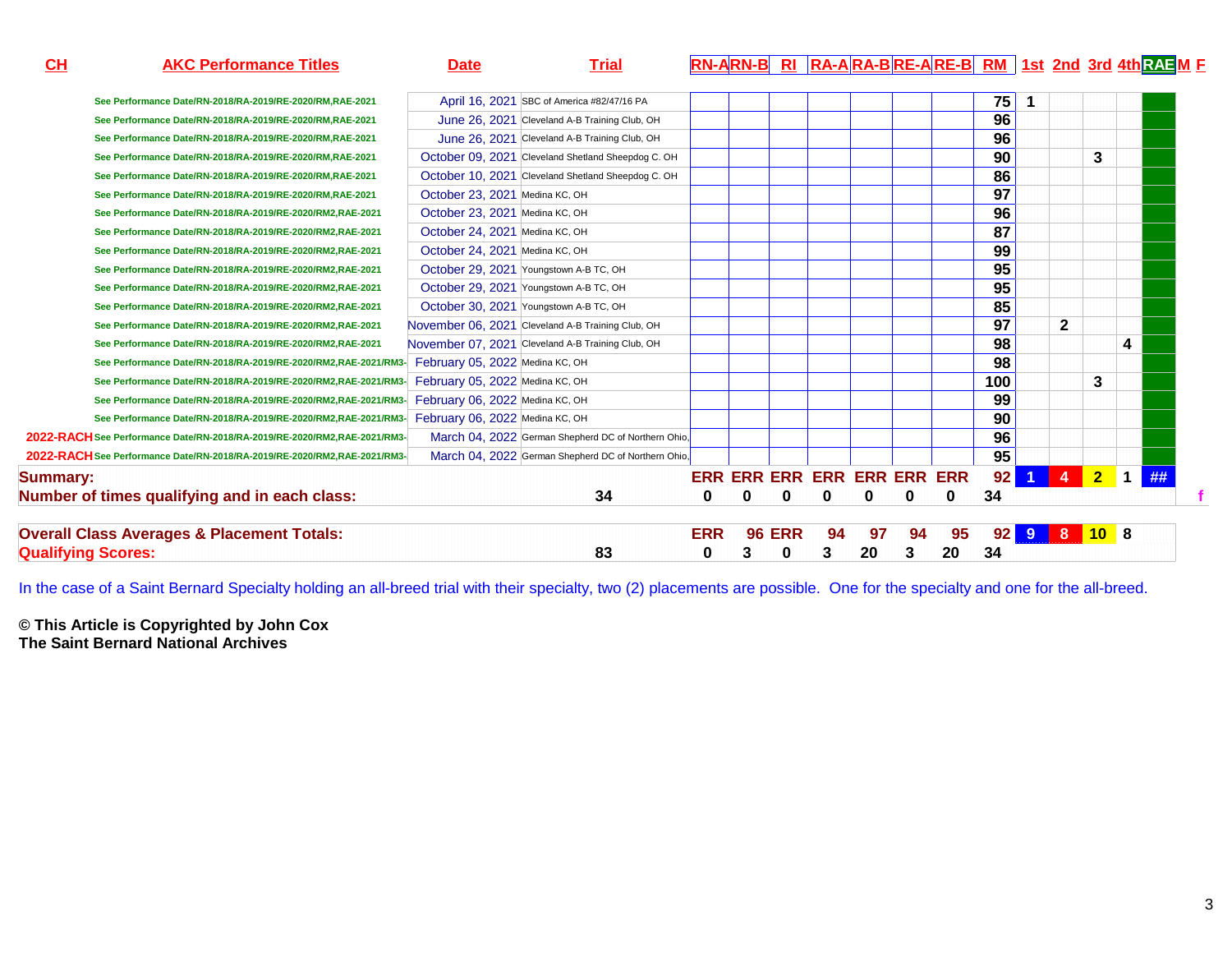| CH | AKC Performance Titles | Date | Trial | RN-A | RN-B | RI | RA-A | RA-B | RE-A | RE-B | RM | 1st | 2nd | 3rd | 4th | RAE | M | F |
|---|---|---|---|---|---|---|---|---|---|---|---|---|---|---|---|---|---|---|
| | See Performance Date/RN-2018/RA-2019/RE-2020/RM,RAE-2021 | April 16, 2021 | SBC of America #82/47/16 PA | | | | | | | | 75 | 1 | | | | | | |
| | See Performance Date/RN-2018/RA-2019/RE-2020/RM,RAE-2021 | June 26, 2021 | Cleveland A-B Training Club, OH | | | | | | | | 96 | | | | | | | |
| | See Performance Date/RN-2018/RA-2019/RE-2020/RM,RAE-2021 | June 26, 2021 | Cleveland A-B Training Club, OH | | | | | | | | 96 | | | | | | | |
| | See Performance Date/RN-2018/RA-2019/RE-2020/RM,RAE-2021 | October 09, 2021 | Cleveland Shetland Sheepdog C. OH | | | | | | | | 90 | | | 3 | | | | |
| | See Performance Date/RN-2018/RA-2019/RE-2020/RM,RAE-2021 | October 10, 2021 | Cleveland Shetland Sheepdog C. OH | | | | | | | | 86 | | | | | | | |
| | See Performance Date/RN-2018/RA-2019/RE-2020/RM,RAE-2021 | October 23, 2021 | Medina KC, OH | | | | | | | | 97 | | | | | | | |
| | See Performance Date/RN-2018/RA-2019/RE-2020/RM2,RAE-2021 | October 23, 2021 | Medina KC, OH | | | | | | | | 96 | | | | | | | |
| | See Performance Date/RN-2018/RA-2019/RE-2020/RM2,RAE-2021 | October 24, 2021 | Medina KC, OH | | | | | | | | 87 | | | | | | | |
| | See Performance Date/RN-2018/RA-2019/RE-2020/RM2,RAE-2021 | October 24, 2021 | Medina KC, OH | | | | | | | | 99 | | | | | | | |
| | See Performance Date/RN-2018/RA-2019/RE-2020/RM2,RAE-2021 | October 29, 2021 | Youngstown A-B TC, OH | | | | | | | | 95 | | | | | | | |
| | See Performance Date/RN-2018/RA-2019/RE-2020/RM2,RAE-2021 | October 29, 2021 | Youngstown A-B TC, OH | | | | | | | | 95 | | | | | | | |
| | See Performance Date/RN-2018/RA-2019/RE-2020/RM2,RAE-2021 | October 30, 2021 | Youngstown A-B TC, OH | | | | | | | | 85 | | | | | | | |
| | See Performance Date/RN-2018/RA-2019/RE-2020/RM2,RAE-2021 | November 06, 2021 | Cleveland A-B Training Club, OH | | | | | | | | 97 | | 2 | | | | | |
| | See Performance Date/RN-2018/RA-2019/RE-2020/RM2,RAE-2021 | November 07, 2021 | Cleveland A-B Training Club, OH | | | | | | | | 98 | | | | 4 | | | |
| | See Performance Date/RN-2018/RA-2019/RE-2020/RM2,RAE-2021/RM3- | February 05, 2022 | Medina KC, OH | | | | | | | | 98 | | | | | | | |
| | See Performance Date/RN-2018/RA-2019/RE-2020/RM2,RAE-2021/RM3- | February 05, 2022 | Medina KC, OH | | | | | | | | 100 | | | 3 | | | | |
| | See Performance Date/RN-2018/RA-2019/RE-2020/RM2,RAE-2021/RM3- | February 06, 2022 | Medina KC, OH | | | | | | | | 99 | | | | | | | |
| | See Performance Date/RN-2018/RA-2019/RE-2020/RM2,RAE-2021/RM3- | February 06, 2022 | Medina KC, OH | | | | | | | | 90 | | | | | | | |
| 2022-RACH | See Performance Date/RN-2018/RA-2019/RE-2020/RM2,RAE-2021/RM3- | March 04, 2022 | German Shepherd DC of Northern Ohio, | | | | | | | | 96 | | | | | | | |
| 2022-RACH | See Performance Date/RN-2018/RA-2019/RE-2020/RM2,RAE-2021/RM3- | March 04, 2022 | German Shepherd DC of Northern Ohio, | | | | | | | | 95 | | | | | | | |
| **Summary:** | | | | ERR | ERR | ERR | ERR | ERR | ERR | ERR | 92 | 1 | 4 | 2 | 1 | ## | | |
| **Number of times qualifying and in each class:** | | | 34 | 0 | 0 | 0 | 0 | 0 | 0 | 0 | 34 | | | | | | | f |

| | | | | | | | | | | | | | | |
|---|---|---|---|---|---|---|---|---|---|---|---|---|---|---|
| **Overall Class Averages & Placement Totals:** | | ERR | 96 | ERR | 94 | 97 | 94 | 95 | 92 | 9 | 8 | 10 | 8 | |
| **Qualifying Scores:** | 83 | 0 | 3 | 0 | 3 | 20 | 3 | 20 | 34 | | | | | |

In the case of a Saint Bernard Specialty holding an all-breed trial with their specialty, two (2) placements are possible. One for the specialty and one for the all-breed.

**© This Article is Copyrighted by John Cox**
**The Saint Bernard National Archives**